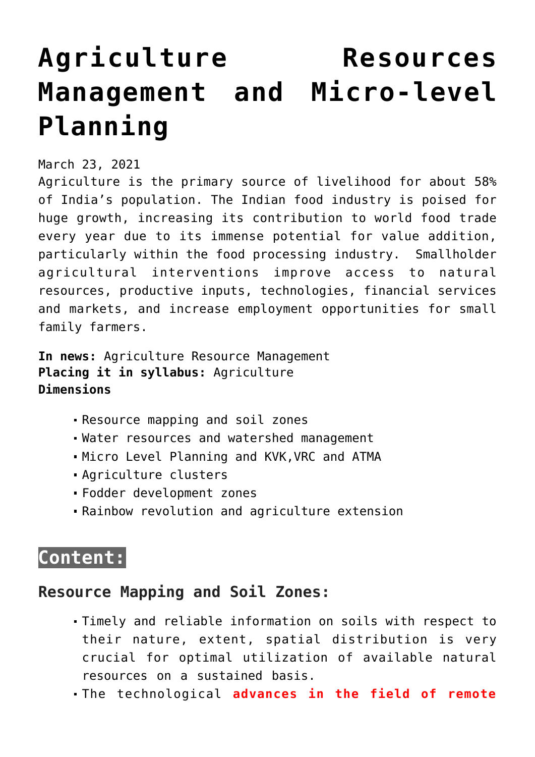# Agriculture Resources Management and Micro-level Planning

March 23, 2021

Agriculture is the primary source of livelihood for about 58% of India's population. The Indian food industry is poised for huge growth, increasing its contribution to world food trade every year due to its immense potential for value addition, particularly within the food processing industry. Smallholder agricultural interventions improve access to natural resources, productive inputs, technologies, financial services and markets, and increase employment opportunities for small family farmers.

**In news:** Agriculture Resource Management
**Placing it in syllabus:** Agriculture
**Dimensions**

- Resource mapping and soil zones
- Water resources and watershed management
- Micro Level Planning and KVK,VRC and ATMA
- Agriculture clusters
- Fodder development zones
- Rainbow revolution and agriculture extension

## Content:

### Resource Mapping and Soil Zones:

- Timely and reliable information on soils with respect to their nature, extent, spatial distribution is very crucial for optimal utilization of available natural resources on a sustained basis.
- The technological **advances in the field of remote**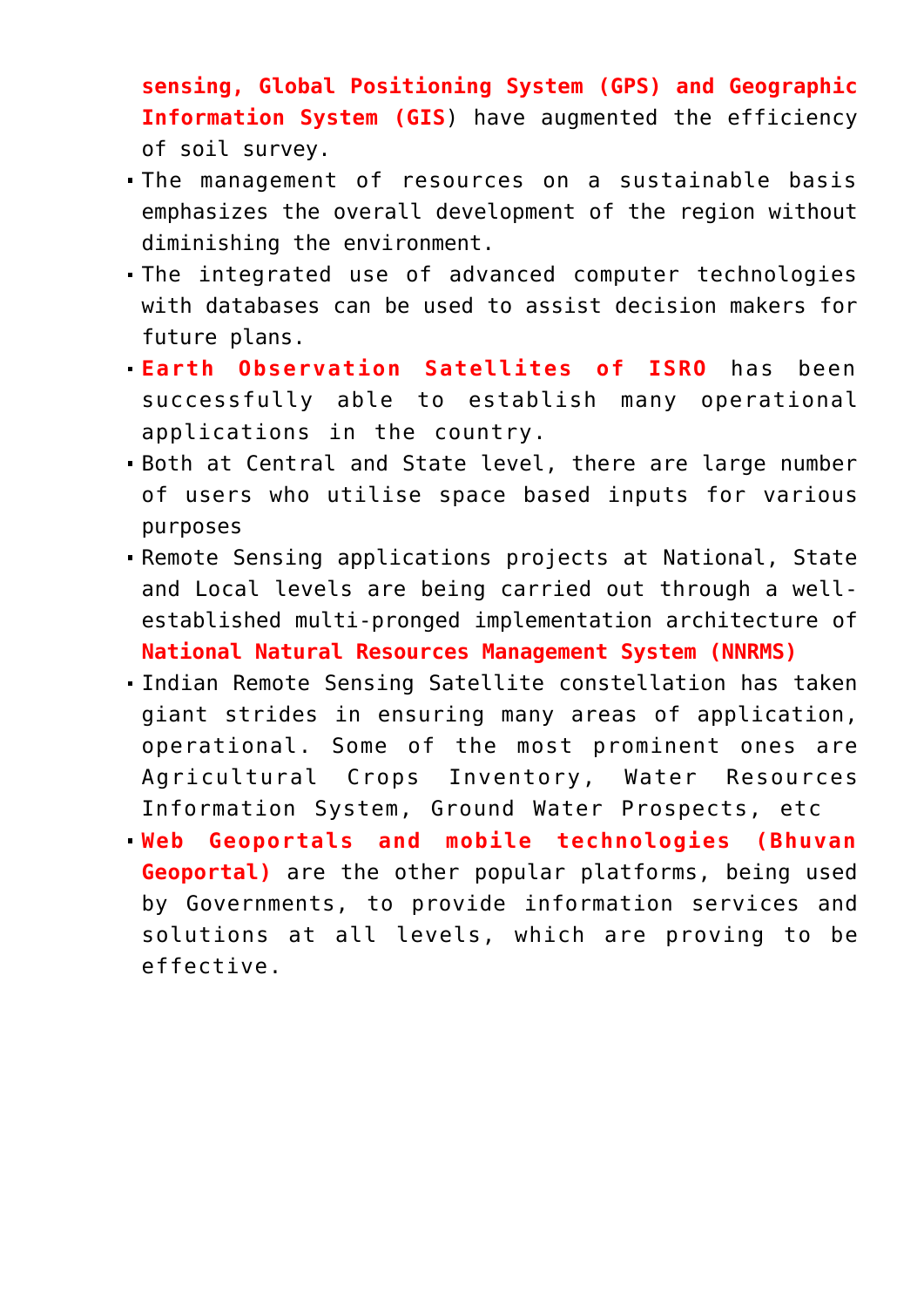**sensing, Global Positioning System (GPS) and Geographic Information System (GIS**) have augmented the efficiency of soil survey.

- The management of resources on a sustainable basis emphasizes the overall development of the region without diminishing the environment.
- The integrated use of advanced computer technologies with databases can be used to assist decision makers for future plans.
- **Earth Observation Satellites of ISRO** has been successfully able to establish many operational applications in the country.
- Both at Central and State level, there are large number of users who utilise space based inputs for various purposes
- Remote Sensing applications projects at National, State and Local levels are being carried out through a well-established multi-pronged implementation architecture of **National Natural Resources Management System (NNRMS)**
- Indian Remote Sensing Satellite constellation has taken giant strides in ensuring many areas of application, operational. Some of the most prominent ones are Agricultural Crops Inventory, Water Resources Information System, Ground Water Prospects, etc
- **Web Geoportals and mobile technologies (Bhuvan Geoportal)** are the other popular platforms, being used by Governments, to provide information services and solutions at all levels, which are proving to be effective.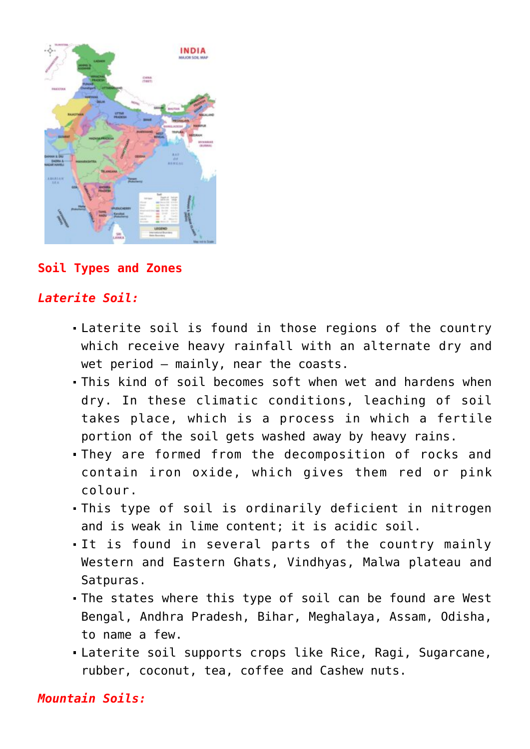**Soil Types and Zones**

***Laterite Soil:***

- Laterite soil is found in those regions of the country which receive heavy rainfall with an alternate dry and wet period – mainly, near the coasts.
- This kind of soil becomes soft when wet and hardens when dry. In these climatic conditions, leaching of soil takes place, which is a process in which a fertile portion of the soil gets washed away by heavy rains.
- They are formed from the decomposition of rocks and contain iron oxide, which gives them red or pink colour.
- This type of soil is ordinarily deficient in nitrogen and is weak in lime content; it is acidic soil.
- It is found in several parts of the country mainly Western and Eastern Ghats, Vindhyas, Malwa plateau and Satpuras.
- The states where this type of soil can be found are West Bengal, Andhra Pradesh, Bihar, Meghalaya, Assam, Odisha, to name a few.
- Laterite soil supports crops like Rice, Ragi, Sugarcane, rubber, coconut, tea, coffee and Cashew nuts.

***Mountain Soils:***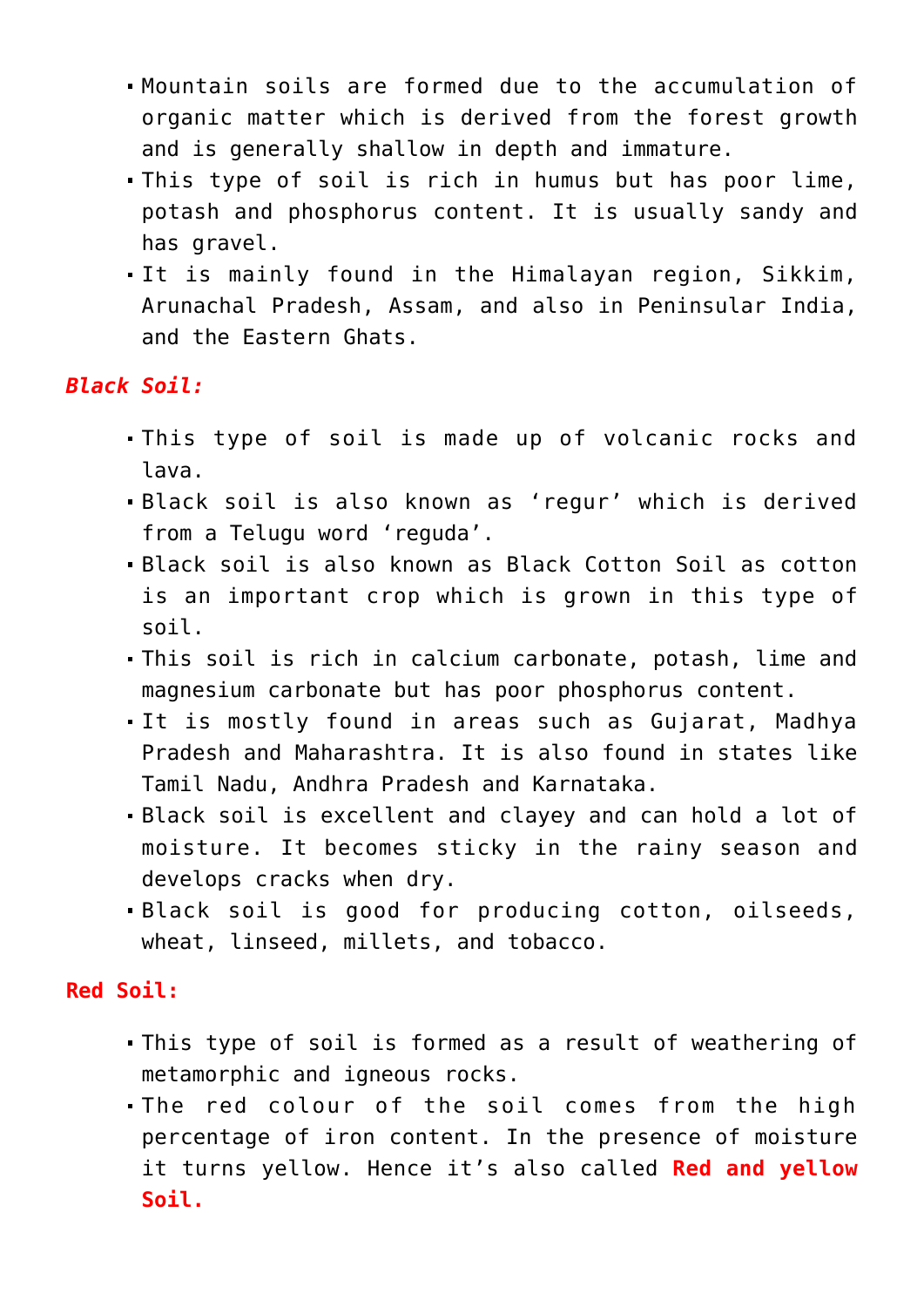- Mountain soils are formed due to the accumulation of organic matter which is derived from the forest growth and is generally shallow in depth and immature.
- This type of soil is rich in humus but has poor lime, potash and phosphorus content. It is usually sandy and has gravel.
- It is mainly found in the Himalayan region, Sikkim, Arunachal Pradesh, Assam, and also in Peninsular India, and the Eastern Ghats.

***Black Soil:***

- This type of soil is made up of volcanic rocks and lava.
- Black soil is also known as 'regur' which is derived from a Telugu word 'reguda'.
- Black soil is also known as Black Cotton Soil as cotton is an important crop which is grown in this type of soil.
- This soil is rich in calcium carbonate, potash, lime and magnesium carbonate but has poor phosphorus content.
- It is mostly found in areas such as Gujarat, Madhya Pradesh and Maharashtra. It is also found in states like Tamil Nadu, Andhra Pradesh and Karnataka.
- Black soil is excellent and clayey and can hold a lot of moisture. It becomes sticky in the rainy season and develops cracks when dry.
- Black soil is good for producing cotton, oilseeds, wheat, linseed, millets, and tobacco.

**Red Soil:**

- This type of soil is formed as a result of weathering of metamorphic and igneous rocks.
- The red colour of the soil comes from the high percentage of iron content. In the presence of moisture it turns yellow. Hence it's also called **Red and yellow Soil.**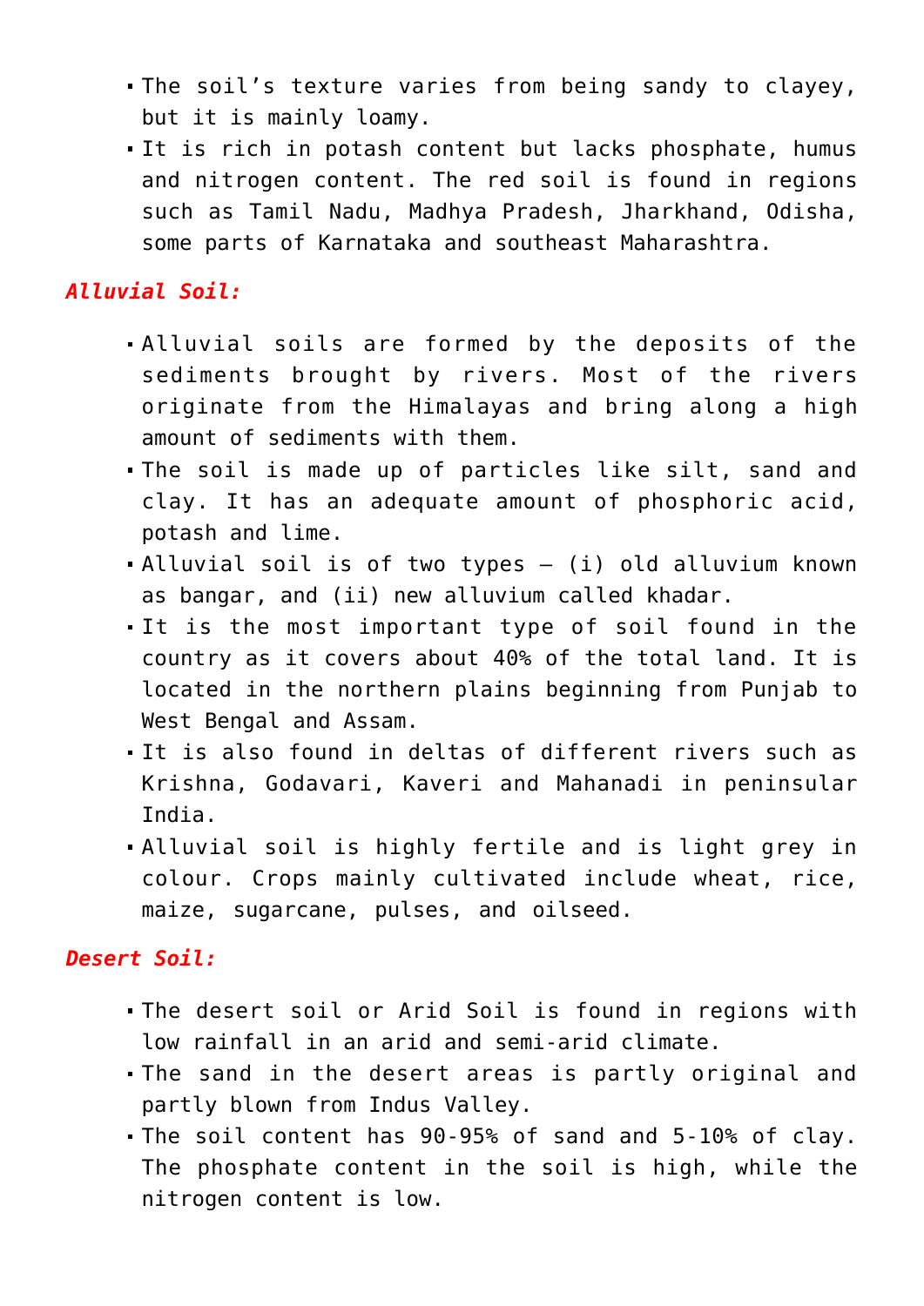- The soil's texture varies from being sandy to clayey, but it is mainly loamy.
- It is rich in potash content but lacks phosphate, humus and nitrogen content. The red soil is found in regions such as Tamil Nadu, Madhya Pradesh, Jharkhand, Odisha, some parts of Karnataka and southeast Maharashtra.

***Alluvial Soil:***

- Alluvial soils are formed by the deposits of the sediments brought by rivers. Most of the rivers originate from the Himalayas and bring along a high amount of sediments with them.
- The soil is made up of particles like silt, sand and clay. It has an adequate amount of phosphoric acid, potash and lime.
- Alluvial soil is of two types – (i) old alluvium known as bangar, and (ii) new alluvium called khadar.
- It is the most important type of soil found in the country as it covers about 40% of the total land. It is located in the northern plains beginning from Punjab to West Bengal and Assam.
- It is also found in deltas of different rivers such as Krishna, Godavari, Kaveri and Mahanadi in peninsular India.
- Alluvial soil is highly fertile and is light grey in colour. Crops mainly cultivated include wheat, rice, maize, sugarcane, pulses, and oilseed.

***Desert Soil:***

- The desert soil or Arid Soil is found in regions with low rainfall in an arid and semi-arid climate.
- The sand in the desert areas is partly original and partly blown from Indus Valley.
- The soil content has 90-95% of sand and 5-10% of clay. The phosphate content in the soil is high, while the nitrogen content is low.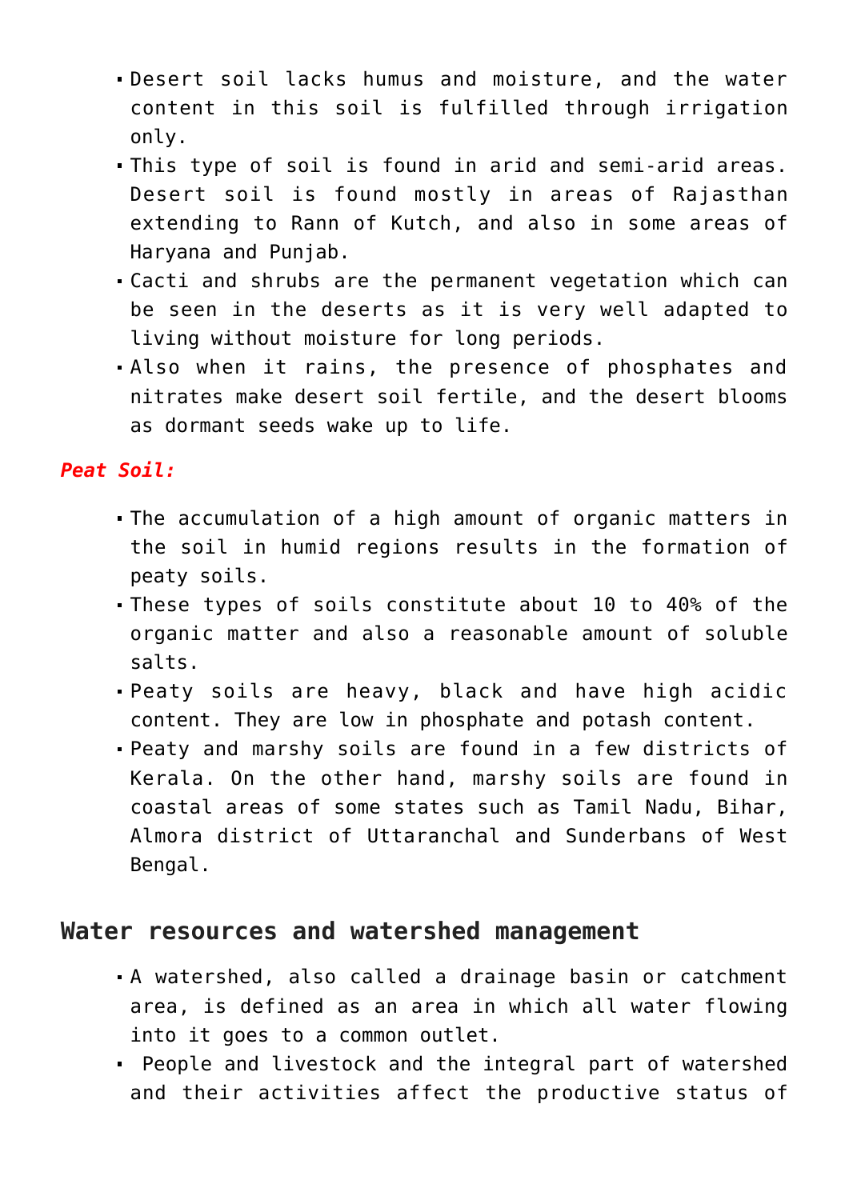- Desert soil lacks humus and moisture, and the water content in this soil is fulfilled through irrigation only.
- This type of soil is found in arid and semi-arid areas. Desert soil is found mostly in areas of Rajasthan extending to Rann of Kutch, and also in some areas of Haryana and Punjab.
- Cacti and shrubs are the permanent vegetation which can be seen in the deserts as it is very well adapted to living without moisture for long periods.
- Also when it rains, the presence of phosphates and nitrates make desert soil fertile, and the desert blooms as dormant seeds wake up to life.

***Peat Soil:***

- The accumulation of a high amount of organic matters in the soil in humid regions results in the formation of peaty soils.
- These types of soils constitute about 10 to 40% of the organic matter and also a reasonable amount of soluble salts.
- Peaty soils are heavy, black and have high acidic content. They are low in phosphate and potash content.
- Peaty and marshy soils are found in a few districts of Kerala. On the other hand, marshy soils are found in coastal areas of some states such as Tamil Nadu, Bihar, Almora district of Uttaranchal and Sunderbans of West Bengal.

## Water resources and watershed management

- A watershed, also called a drainage basin or catchment area, is defined as an area in which all water flowing into it goes to a common outlet.
- People and livestock and the integral part of watershed and their activities affect the productive status of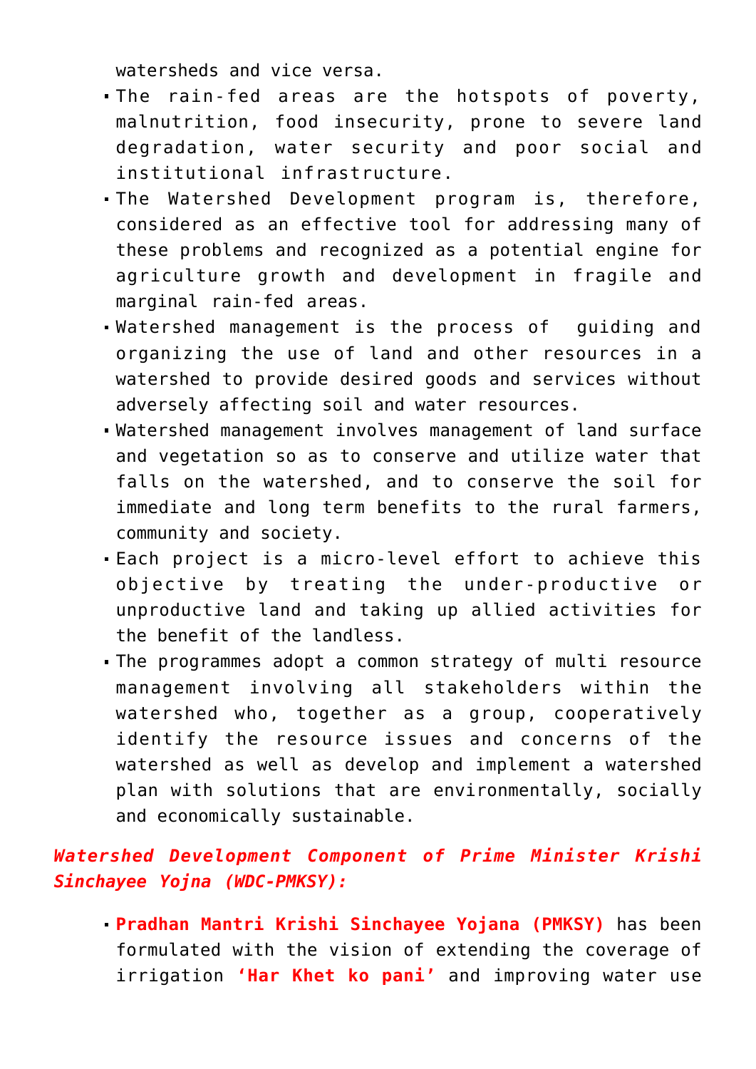watersheds and vice versa.

- The rain-fed areas are the hotspots of poverty, malnutrition, food insecurity, prone to severe land degradation, water security and poor social and institutional infrastructure.
- The Watershed Development program is, therefore, considered as an effective tool for addressing many of these problems and recognized as a potential engine for agriculture growth and development in fragile and marginal rain-fed areas.
- Watershed management is the process of guiding and organizing the use of land and other resources in a watershed to provide desired goods and services without adversely affecting soil and water resources.
- Watershed management involves management of land surface and vegetation so as to conserve and utilize water that falls on the watershed, and to conserve the soil for immediate and long term benefits to the rural farmers, community and society.
- Each project is a micro-level effort to achieve this objective by treating the under-productive or unproductive land and taking up allied activities for the benefit of the landless.
- The programmes adopt a common strategy of multi resource management involving all stakeholders within the watershed who, together as a group, cooperatively identify the resource issues and concerns of the watershed as well as develop and implement a watershed plan with solutions that are environmentally, socially and economically sustainable.

***Watershed Development Component of Prime Minister Krishi Sinchayee Yojna (WDC-PMKSY):***

- **Pradhan Mantri Krishi Sinchayee Yojana (PMKSY)** has been formulated with the vision of extending the coverage of irrigation **'Har Khet ko pani'** and improving water use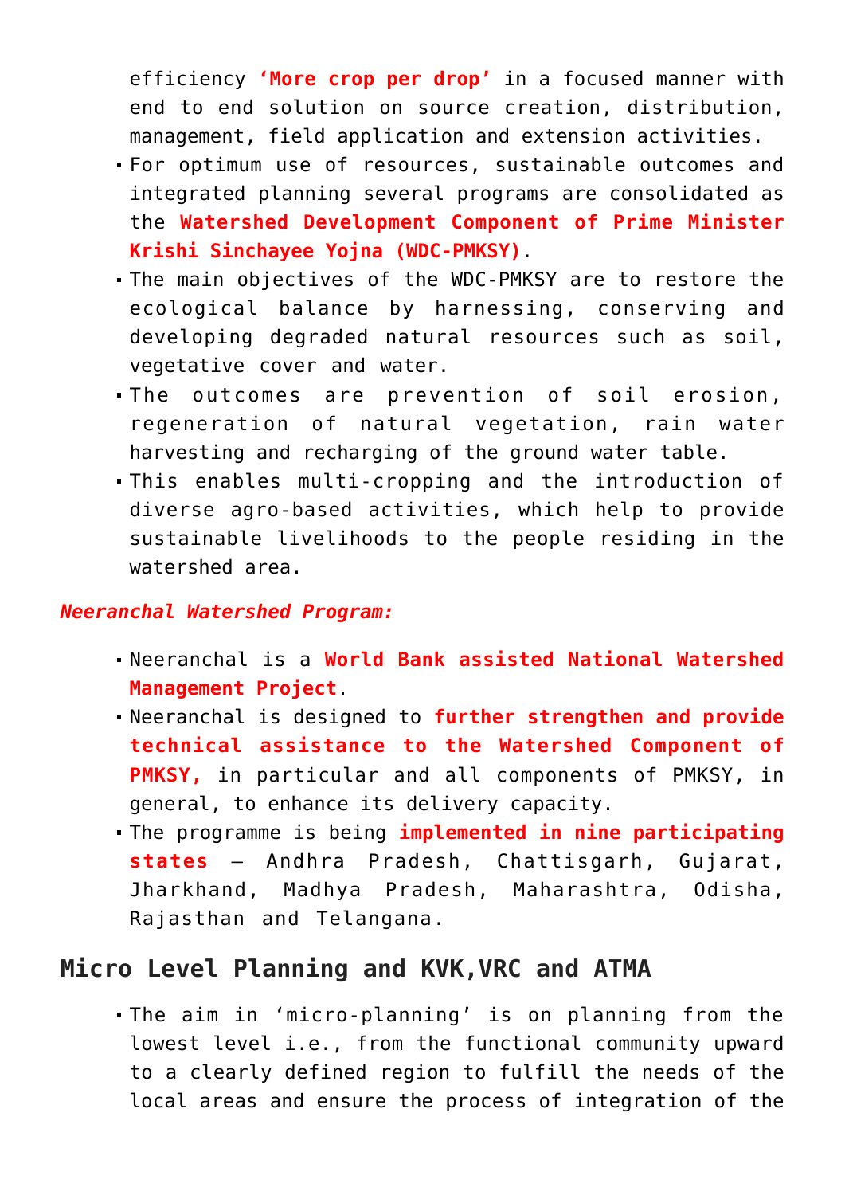efficiency **'More crop per drop'** in a focused manner with end to end solution on source creation, distribution, management, field application and extension activities.

- For optimum use of resources, sustainable outcomes and integrated planning several programs are consolidated as the **Watershed Development Component of Prime Minister Krishi Sinchayee Yojna (WDC-PMKSY)**.
- The main objectives of the WDC-PMKSY are to restore the ecological balance by harnessing, conserving and developing degraded natural resources such as soil, vegetative cover and water.
- The outcomes are prevention of soil erosion, regeneration of natural vegetation, rain water harvesting and recharging of the ground water table.
- This enables multi-cropping and the introduction of diverse agro-based activities, which help to provide sustainable livelihoods to the people residing in the watershed area.

***Neeranchal Watershed Program:***

- Neeranchal is a **World Bank assisted National Watershed Management Project**.
- Neeranchal is designed to **further strengthen and provide technical assistance to the Watershed Component of PMKSY,** in particular and all components of PMKSY, in general, to enhance its delivery capacity.
- The programme is being **implemented in nine participating states** – Andhra Pradesh, Chattisgarh, Gujarat, Jharkhand, Madhya Pradesh, Maharashtra, Odisha, Rajasthan and Telangana.

## Micro Level Planning and KVK,VRC and ATMA

- The aim in 'micro-planning' is on planning from the lowest level i.e., from the functional community upward to a clearly defined region to fulfill the needs of the local areas and ensure the process of integration of the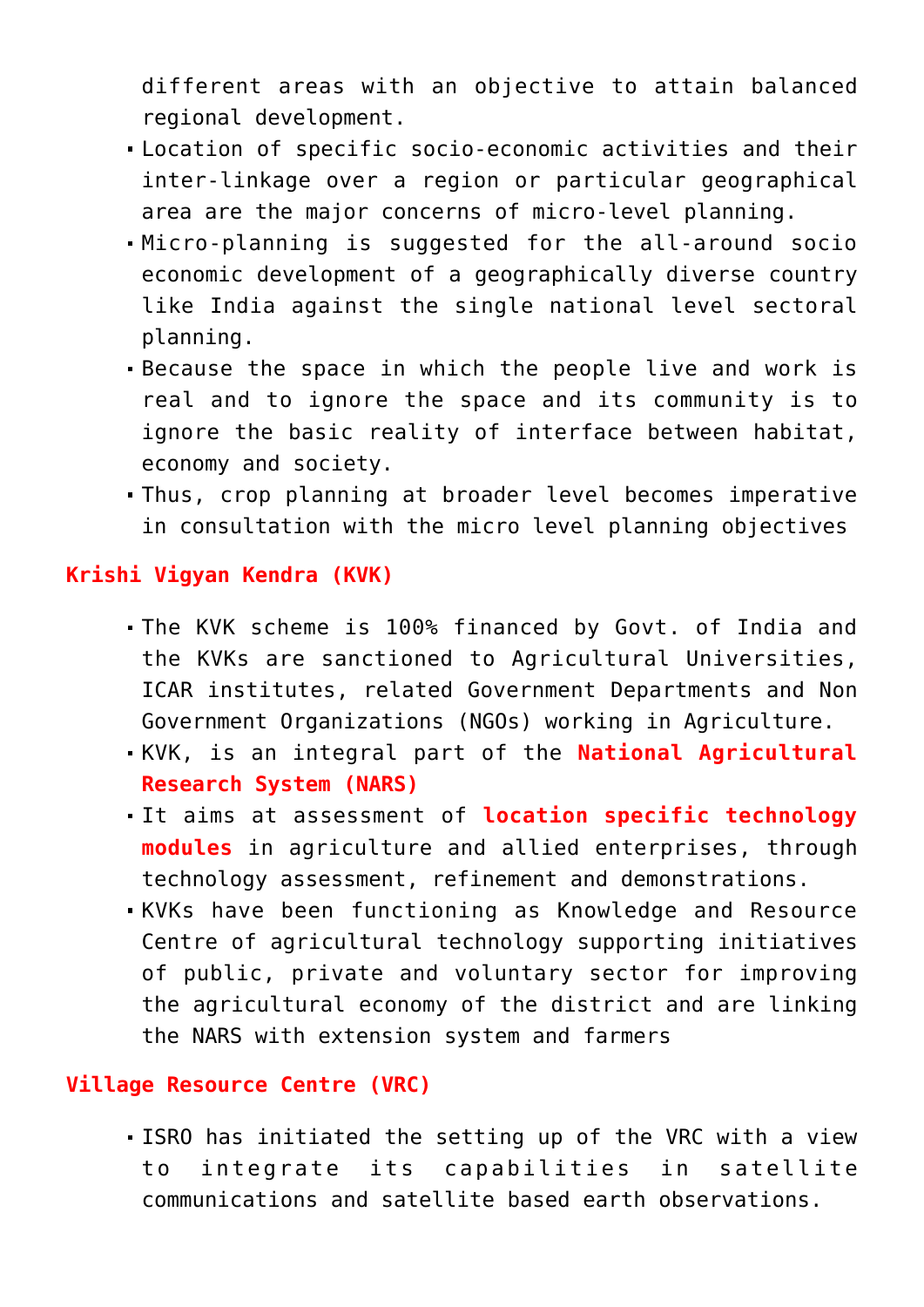different areas with an objective to attain balanced regional development.

- Location of specific socio-economic activities and their inter-linkage over a region or particular geographical area are the major concerns of micro-level planning.
- Micro-planning is suggested for the all-around socio economic development of a geographically diverse country like India against the single national level sectoral planning.
- Because the space in which the people live and work is real and to ignore the space and its community is to ignore the basic reality of interface between habitat, economy and society.
- Thus, crop planning at broader level becomes imperative in consultation with the micro level planning objectives

## Krishi Vigyan Kendra (KVK)

- The KVK scheme is 100% financed by Govt. of India and the KVKs are sanctioned to Agricultural Universities, ICAR institutes, related Government Departments and Non Government Organizations (NGOs) working in Agriculture.
- KVK, is an integral part of the **National Agricultural Research System (NARS)**
- It aims at assessment of **location specific technology modules** in agriculture and allied enterprises, through technology assessment, refinement and demonstrations.
- KVKs have been functioning as Knowledge and Resource Centre of agricultural technology supporting initiatives of public, private and voluntary sector for improving the agricultural economy of the district and are linking the NARS with extension system and farmers

## Village Resource Centre (VRC)

- ISRO has initiated the setting up of the VRC with a view to integrate its capabilities in satellite communications and satellite based earth observations.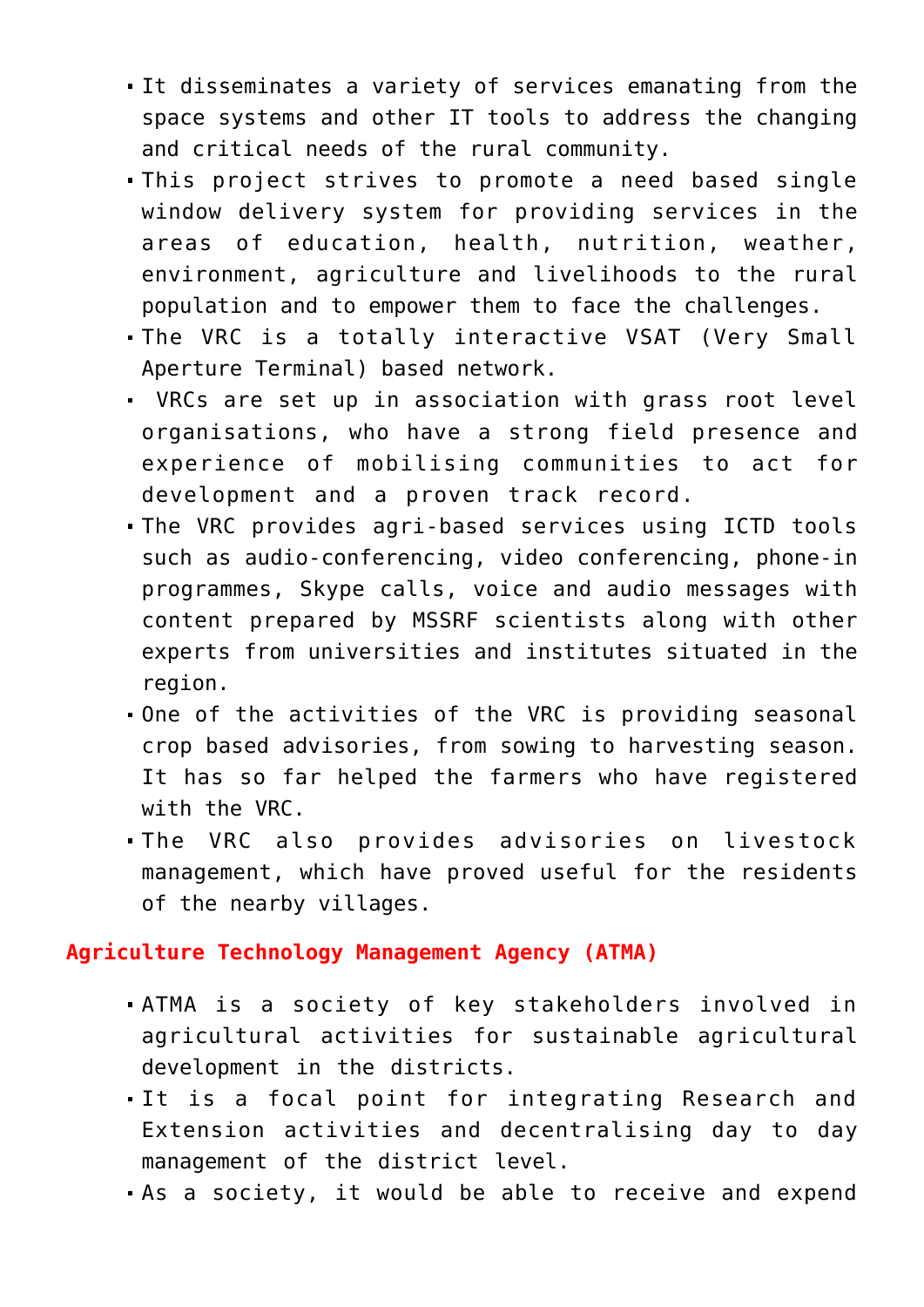- It disseminates a variety of services emanating from the space systems and other IT tools to address the changing and critical needs of the rural community.
- This project strives to promote a need based single window delivery system for providing services in the areas of education, health, nutrition, weather, environment, agriculture and livelihoods to the rural population and to empower them to face the challenges.
- The VRC is a totally interactive VSAT (Very Small Aperture Terminal) based network.
- VRCs are set up in association with grass root level organisations, who have a strong field presence and experience of mobilising communities to act for development and a proven track record.
- The VRC provides agri-based services using ICTD tools such as audio-conferencing, video conferencing, phone-in programmes, Skype calls, voice and audio messages with content prepared by MSSRF scientists along with other experts from universities and institutes situated in the region.
- One of the activities of the VRC is providing seasonal crop based advisories, from sowing to harvesting season. It has so far helped the farmers who have registered with the VRC.
- The VRC also provides advisories on livestock management, which have proved useful for the residents of the nearby villages.

## Agriculture Technology Management Agency (ATMA)

- ATMA is a society of key stakeholders involved in agricultural activities for sustainable agricultural development in the districts.
- It is a focal point for integrating Research and Extension activities and decentralising day to day management of the district level.
- As a society, it would be able to receive and expend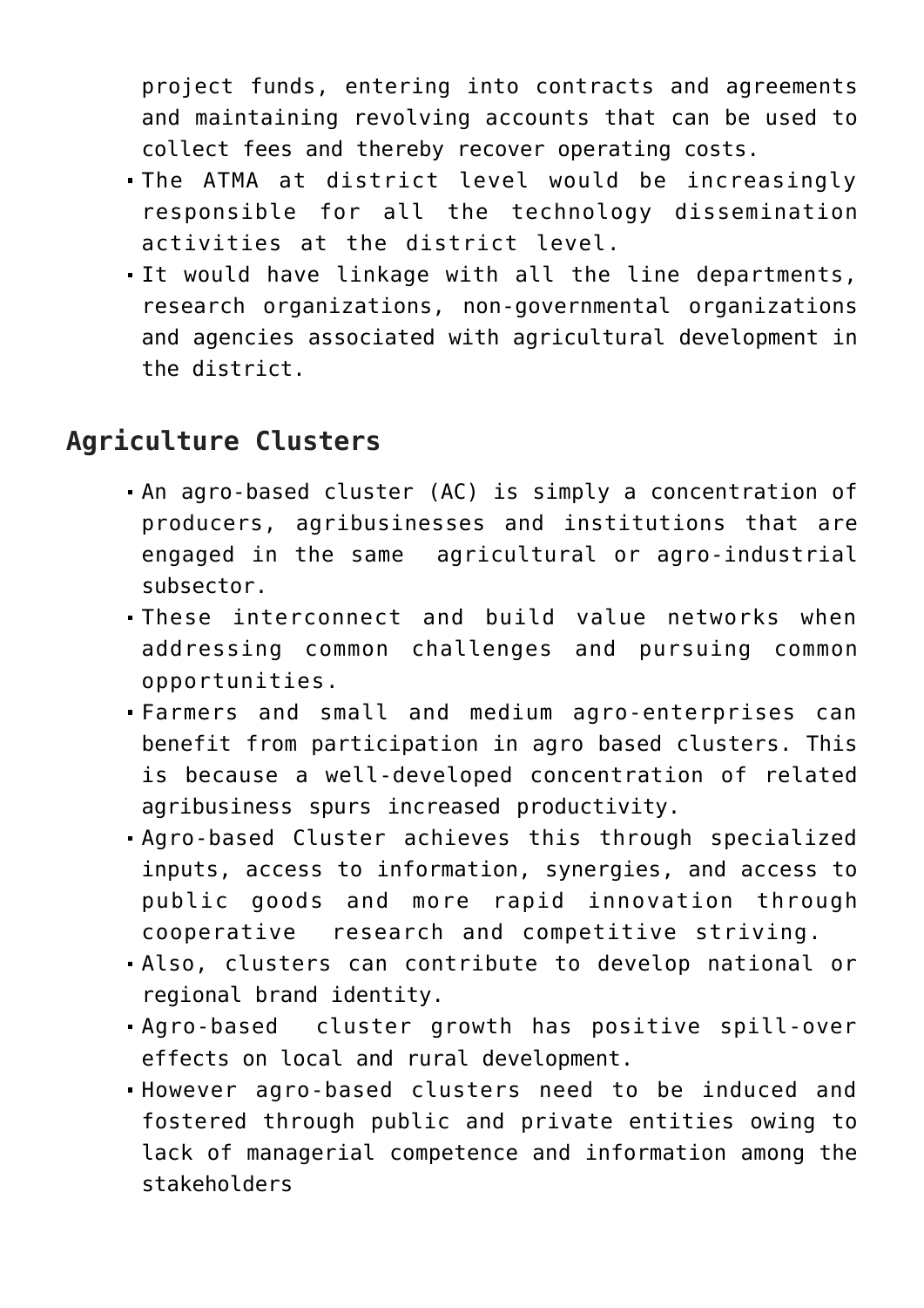project funds, entering into contracts and agreements and maintaining revolving accounts that can be used to collect fees and thereby recover operating costs.

- The ATMA at district level would be increasingly responsible for all the technology dissemination activities at the district level.
- It would have linkage with all the line departments, research organizations, non-governmental organizations and agencies associated with agricultural development in the district.

## Agriculture Clusters

- An agro-based cluster (AC) is simply a concentration of producers, agribusinesses and institutions that are engaged in the same agricultural or agro-industrial subsector.
- These interconnect and build value networks when addressing common challenges and pursuing common opportunities.
- Farmers and small and medium agro-enterprises can benefit from participation in agro based clusters. This is because a well-developed concentration of related agribusiness spurs increased productivity.
- Agro-based Cluster achieves this through specialized inputs, access to information, synergies, and access to public goods and more rapid innovation through cooperative research and competitive striving.
- Also, clusters can contribute to develop national or regional brand identity.
- Agro-based cluster growth has positive spill-over effects on local and rural development.
- However agro-based clusters need to be induced and fostered through public and private entities owing to lack of managerial competence and information among the stakeholders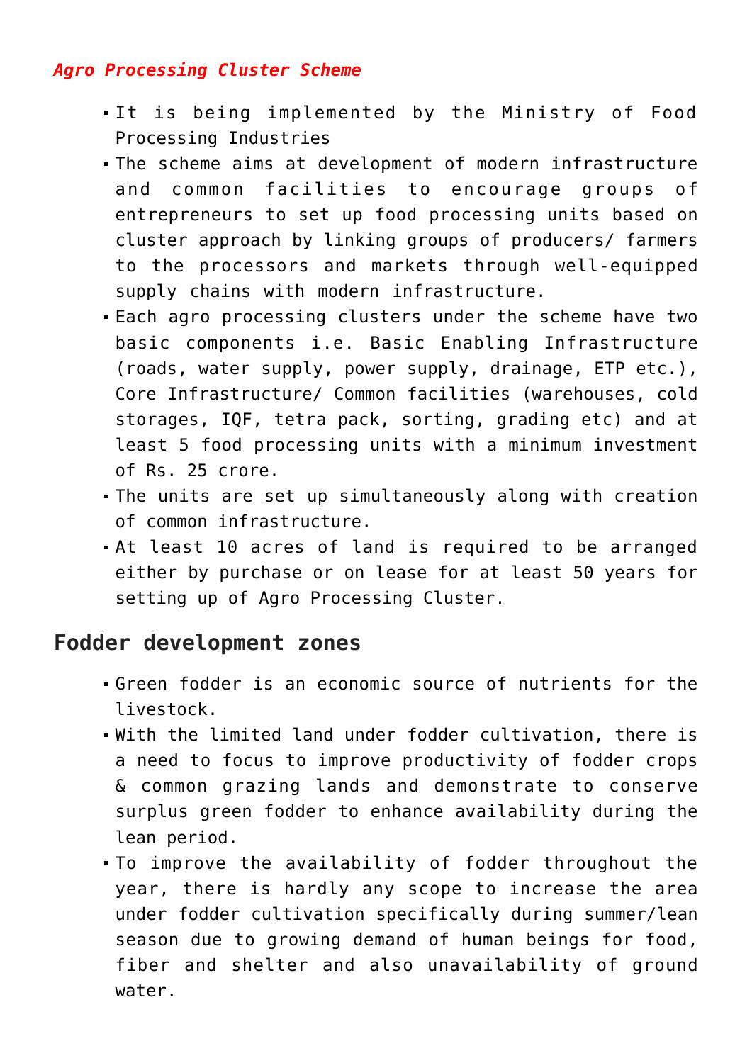*Agro Processing Cluster Scheme*

- It is being implemented by the Ministry of Food Processing Industries
- The scheme aims at development of modern infrastructure and common facilities to encourage groups of entrepreneurs to set up food processing units based on cluster approach by linking groups of producers/ farmers to the processors and markets through well-equipped supply chains with modern infrastructure.
- Each agro processing clusters under the scheme have two basic components i.e. Basic Enabling Infrastructure (roads, water supply, power supply, drainage, ETP etc.), Core Infrastructure/ Common facilities (warehouses, cold storages, IQF, tetra pack, sorting, grading etc) and at least 5 food processing units with a minimum investment of Rs. 25 crore.
- The units are set up simultaneously along with creation of common infrastructure.
- At least 10 acres of land is required to be arranged either by purchase or on lease for at least 50 years for setting up of Agro Processing Cluster.

## Fodder development zones

- Green fodder is an economic source of nutrients for the livestock.
- With the limited land under fodder cultivation, there is a need to focus to improve productivity of fodder crops & common grazing lands and demonstrate to conserve surplus green fodder to enhance availability during the lean period.
- To improve the availability of fodder throughout the year, there is hardly any scope to increase the area under fodder cultivation specifically during summer/lean season due to growing demand of human beings for food, fiber and shelter and also unavailability of ground water.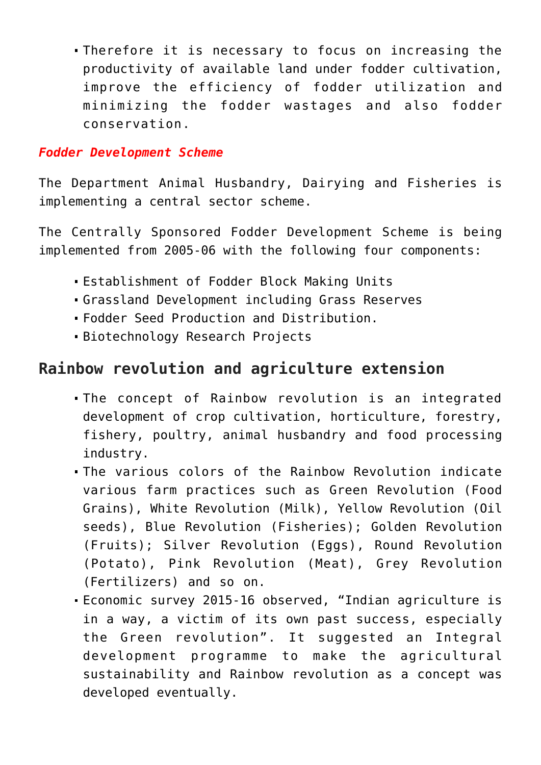- Therefore it is necessary to focus on increasing the productivity of available land under fodder cultivation, improve the efficiency of fodder utilization and minimizing the fodder wastages and also fodder conservation.

***Fodder Development Scheme***

The Department Animal Husbandry, Dairying and Fisheries is implementing a central sector scheme.

The Centrally Sponsored Fodder Development Scheme is being implemented from 2005-06 with the following four components:

- Establishment of Fodder Block Making Units
- Grassland Development including Grass Reserves
- Fodder Seed Production and Distribution.
- Biotechnology Research Projects

## Rainbow revolution and agriculture extension

- The concept of Rainbow revolution is an integrated development of crop cultivation, horticulture, forestry, fishery, poultry, animal husbandry and food processing industry.
- The various colors of the Rainbow Revolution indicate various farm practices such as Green Revolution (Food Grains), White Revolution (Milk), Yellow Revolution (Oil seeds), Blue Revolution (Fisheries); Golden Revolution (Fruits); Silver Revolution (Eggs), Round Revolution (Potato), Pink Revolution (Meat), Grey Revolution (Fertilizers) and so on.
- Economic survey 2015-16 observed, "Indian agriculture is in a way, a victim of its own past success, especially the Green revolution". It suggested an Integral development programme to make the agricultural sustainability and Rainbow revolution as a concept was developed eventually.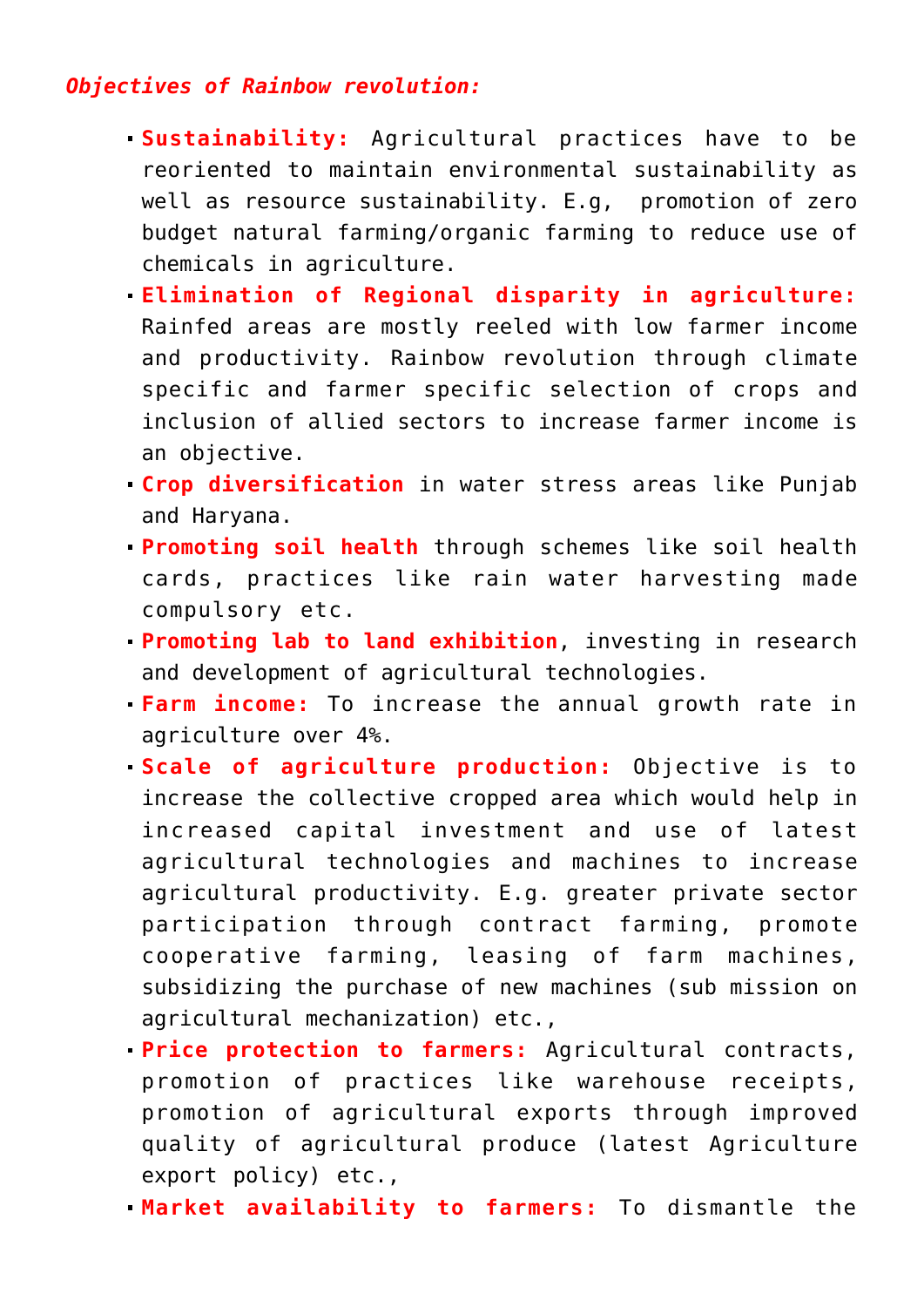*Objectives of Rainbow revolution:*

- **Sustainability:** Agricultural practices have to be reoriented to maintain environmental sustainability as well as resource sustainability. E.g, promotion of zero budget natural farming/organic farming to reduce use of chemicals in agriculture.
- **Elimination of Regional disparity in agriculture:** Rainfed areas are mostly reeled with low farmer income and productivity. Rainbow revolution through climate specific and farmer specific selection of crops and inclusion of allied sectors to increase farmer income is an objective.
- **Crop diversification** in water stress areas like Punjab and Haryana.
- **Promoting soil health** through schemes like soil health cards, practices like rain water harvesting made compulsory etc.
- **Promoting lab to land exhibition**, investing in research and development of agricultural technologies.
- **Farm income:** To increase the annual growth rate in agriculture over 4%.
- **Scale of agriculture production:** Objective is to increase the collective cropped area which would help in increased capital investment and use of latest agricultural technologies and machines to increase agricultural productivity. E.g. greater private sector participation through contract farming, promote cooperative farming, leasing of farm machines, subsidizing the purchase of new machines (sub mission on agricultural mechanization) etc.,
- **Price protection to farmers:** Agricultural contracts, promotion of practices like warehouse receipts, promotion of agricultural exports through improved quality of agricultural produce (latest Agriculture export policy) etc.,
- **Market availability to farmers:** To dismantle the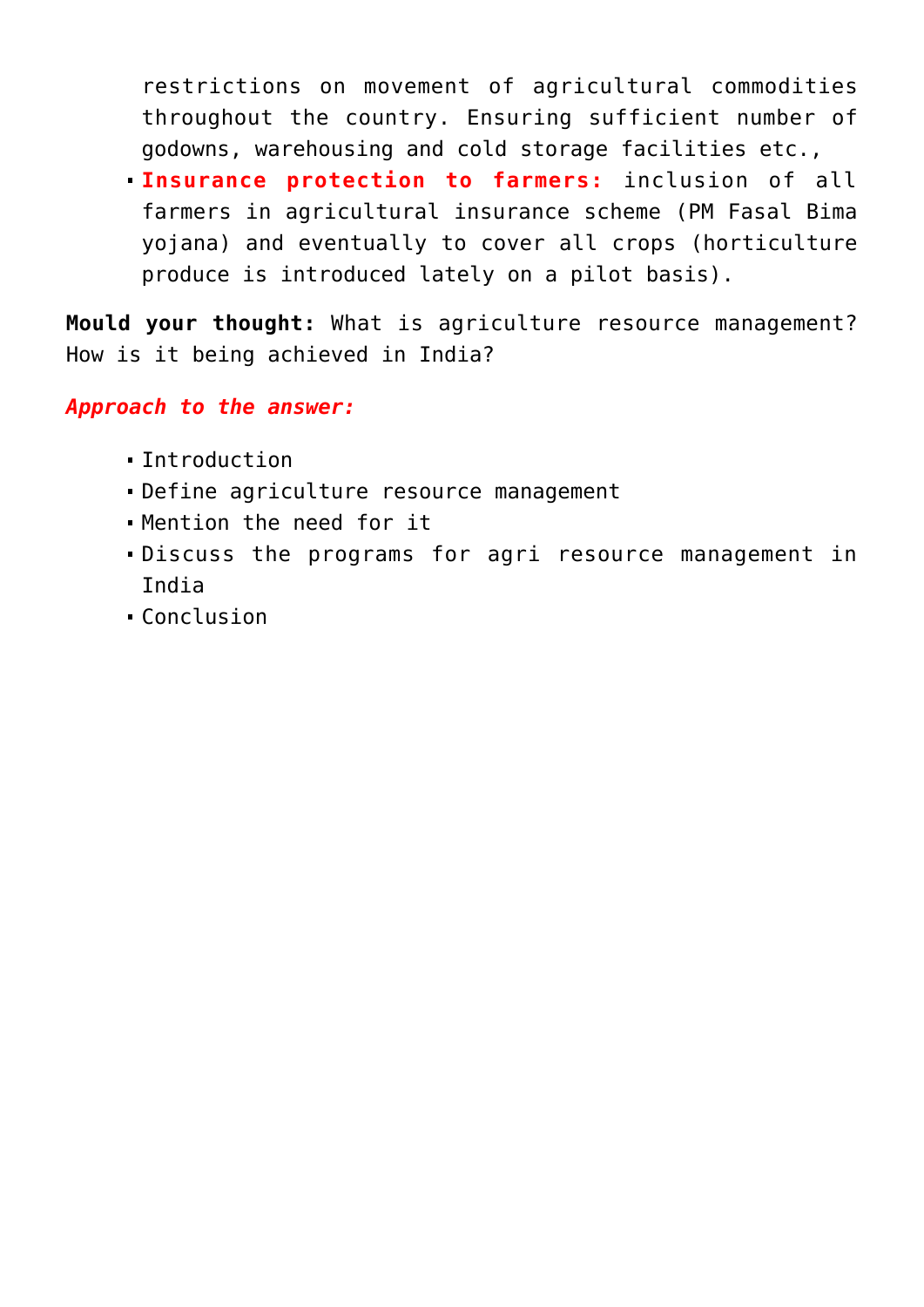restrictions on movement of agricultural commodities throughout the country. Ensuring sufficient number of godowns, warehousing and cold storage facilities etc.,

- **Insurance protection to farmers:** inclusion of all farmers in agricultural insurance scheme (PM Fasal Bima yojana) and eventually to cover all crops (horticulture produce is introduced lately on a pilot basis).

**Mould your thought:** What is agriculture resource management? How is it being achieved in India?

***Approach to the answer:***

- Introduction
- Define agriculture resource management
- Mention the need for it
- Discuss the programs for agri resource management in India
- Conclusion